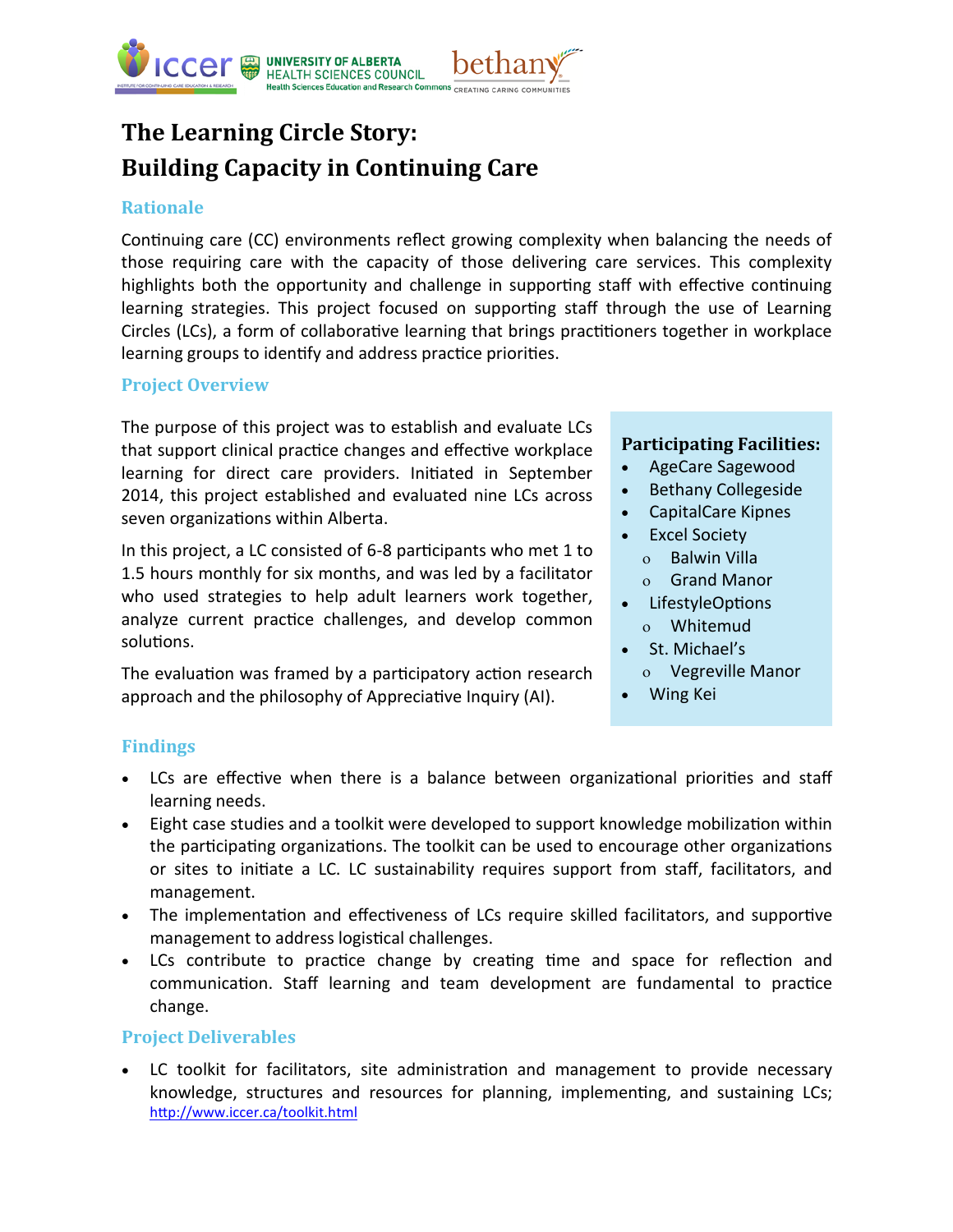# The Learning Circle Story: Building Capacity in Continuing Care

## Rationale

Continuing care (CC) environments reflect growing complexity when balancing the needs of those requiring care with the capacity of those delivering care services. This complexity highlights both the opportunity and challenge in supporting staff with effective continuing learning strategies. This project focused on supporting staff through the use of Learning Circles (LCs), a form of collaborative learning that brings practitioners together in workplace learning groups to identify and address practice priorities.

## Project Overview

The purpose of this project was to establish and evaluate LCs that support clinical practice changes and effective workplace learning for direct care providers. Initiated in September 2014, this project established and evaluated nine LCs across seven organizations within Alberta.

In this project, a LC consisted of 6-8 participants who met 1 to 1.5 hours monthly for six months, and was led by a facilitator who used strategies to help adult learners work together, analyze current practice challenges, and develop common solutions.

The evaluation was framed by a participatory action research approach and the philosophy of Appreciative Inquiry (AI).

**Participating Facilities:**

- AgeCare Sagewood
- Bethany Collegeside
- CapitalCare Kipnes
- Excel Society
  - Balwin Villa
  - Grand Manor
- LifestyleOptions
  - Whitemud
- St. Michael's
  - Vegreville Manor
- Wing Kei

## Findings

- LCs are effective when there is a balance between organizational priorities and staff learning needs.
- Eight case studies and a toolkit were developed to support knowledge mobilization within the participating organizations. The toolkit can be used to encourage other organizations or sites to initiate a LC. LC sustainability requires support from staff, facilitators, and management.
- The implementation and effectiveness of LCs require skilled facilitators, and supportive management to address logistical challenges.
- LCs contribute to practice change by creating time and space for reflection and communication. Staff learning and team development are fundamental to practice change.

## Project Deliverables

- LC toolkit for facilitators, site administration and management to provide necessary knowledge, structures and resources for planning, implementing, and sustaining LCs; http://www.iccer.ca/toolkit.html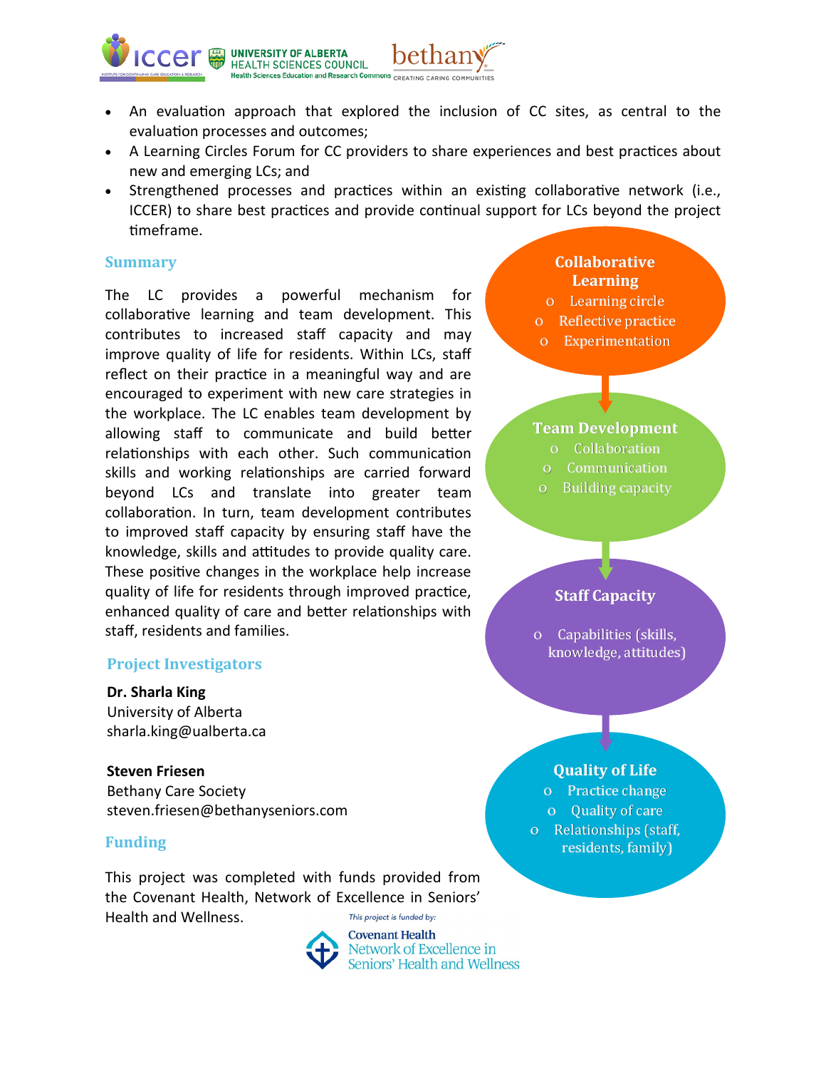- An evaluation approach that explored the inclusion of CC sites, as central to the evaluation processes and outcomes;
- A Learning Circles Forum for CC providers to share experiences and best practices about new and emerging LCs; and
- Strengthened processes and practices within an existing collaborative network (i.e., ICCER) to share best practices and provide continual support for LCs beyond the project timeframe.

## Summary

The LC provides a powerful mechanism for collaborative learning and team development. This contributes to increased staff capacity and may improve quality of life for residents. Within LCs, staff reflect on their practice in a meaningful way and are encouraged to experiment with new care strategies in the workplace. The LC enables team development by allowing staff to communicate and build better relationships with each other. Such communication skills and working relationships are carried forward beyond LCs and translate into greater team collaboration. In turn, team development contributes to improved staff capacity by ensuring staff have the knowledge, skills and attitudes to provide quality care. These positive changes in the workplace help increase quality of life for residents through improved practice, enhanced quality of care and better relationships with staff, residents and families.

**Collaborative Learning**
- Learning circle
- Reflective practice
- Experimentation

**Team Development**
- Collaboration
- Communication
- Building capacity

**Staff Capacity**
- Capabilities (skills, knowledge, attitudes)

**Quality of Life**
- Practice change
- Quality of care
- Relationships (staff, residents, family)

## Project Investigators

**Dr. Sharla King**
University of Alberta
sharla.king@ualberta.ca

**Steven Friesen**
Bethany Care Society
steven.friesen@bethanyseniors.com

## Funding

This project was completed with funds provided from the Covenant Health, Network of Excellence in Seniors' Health and Wellness.

*This project is funded by:*
Covenant Health
Network of Excellence in Seniors' Health and Wellness